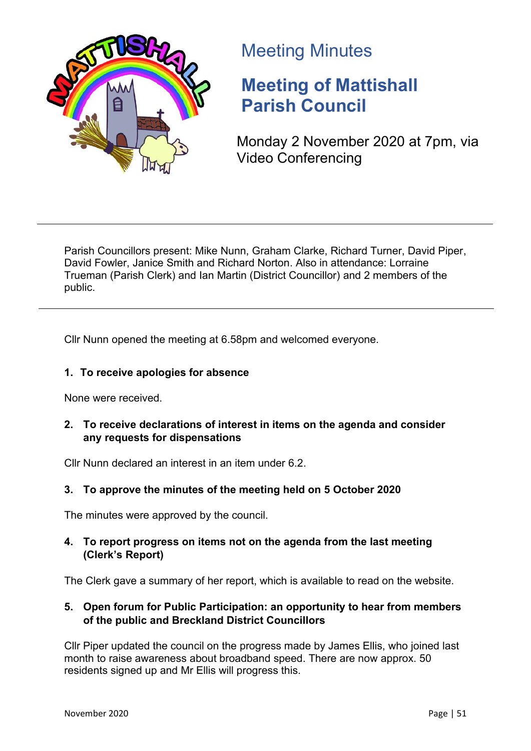# Meeting Minutes

## Meeting of Mattishall Parish Council

Monday 2 November 2020 at 7pm, via Video Conferencing

---

Parish Councillors present: Mike Nunn, Graham Clarke, Richard Turner, David Piper, David Fowler, Janice Smith and Richard Norton. Also in attendance: Lorraine Trueman (Parish Clerk) and Ian Martin (District Councillor) and 2 members of the public.

---

Cllr Nunn opened the meeting at 6.58pm and welcomed everyone.

**1. To receive apologies for absence**

None were received.

**2. To receive declarations of interest in items on the agenda and consider any requests for dispensations**

Cllr Nunn declared an interest in an item under 6.2.

**3. To approve the minutes of the meeting held on 5 October 2020**

The minutes were approved by the council.

**4. To report progress on items not on the agenda from the last meeting (Clerk's Report)**

The Clerk gave a summary of her report, which is available to read on the website.

**5. Open forum for Public Participation: an opportunity to hear from members of the public and Breckland District Councillors**

Cllr Piper updated the council on the progress made by James Ellis, who joined last month to raise awareness about broadband speed. There are now approx. 50 residents signed up and Mr Ellis will progress this.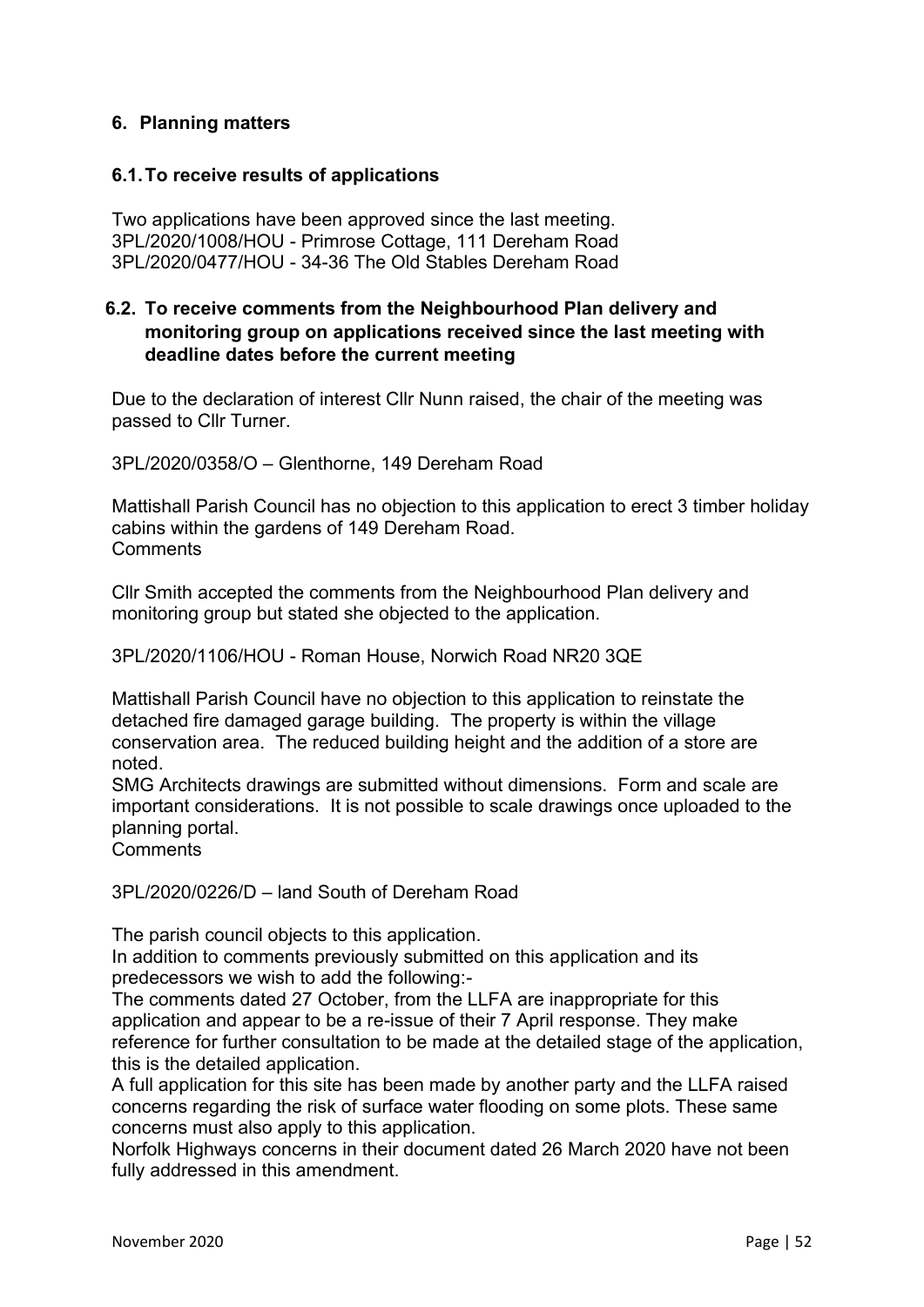## 6. Planning matters

### 6.1. To receive results of applications

Two applications have been approved since the last meeting.
3PL/2020/1008/HOU - Primrose Cottage, 111 Dereham Road
3PL/2020/0477/HOU - 34-36 The Old Stables Dereham Road

### 6.2. To receive comments from the Neighbourhood Plan delivery and monitoring group on applications received since the last meeting with deadline dates before the current meeting

Due to the declaration of interest Cllr Nunn raised, the chair of the meeting was passed to Cllr Turner.

3PL/2020/0358/O – Glenthorne, 149 Dereham Road

Mattishall Parish Council has no objection to this application to erect 3 timber holiday cabins within the gardens of 149 Dereham Road.
Comments

Cllr Smith accepted the comments from the Neighbourhood Plan delivery and monitoring group but stated she objected to the application.

3PL/2020/1106/HOU - Roman House, Norwich Road NR20 3QE

Mattishall Parish Council have no objection to this application to reinstate the detached fire damaged garage building. The property is within the village conservation area. The reduced building height and the addition of a store are noted.
SMG Architects drawings are submitted without dimensions. Form and scale are important considerations. It is not possible to scale drawings once uploaded to the planning portal.
Comments

3PL/2020/0226/D – land South of Dereham Road

The parish council objects to this application.
In addition to comments previously submitted on this application and its predecessors we wish to add the following:-
The comments dated 27 October, from the LLFA are inappropriate for this application and appear to be a re-issue of their 7 April response. They make reference for further consultation to be made at the detailed stage of the application, this is the detailed application.
A full application for this site has been made by another party and the LLFA raised concerns regarding the risk of surface water flooding on some plots. These same concerns must also apply to this application.
Norfolk Highways concerns in their document dated 26 March 2020 have not been fully addressed in this amendment.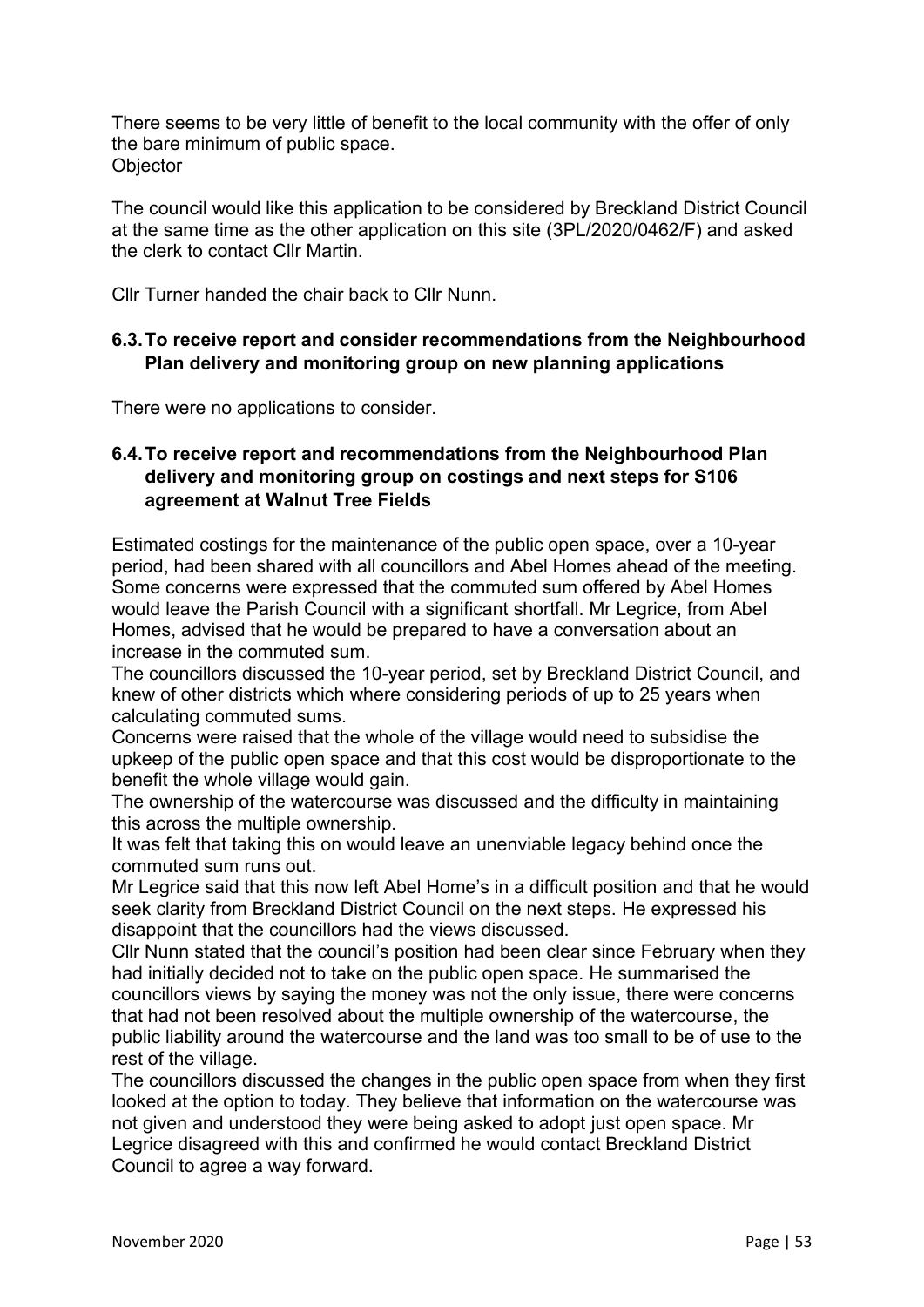There seems to be very little of benefit to the local community with the offer of only the bare minimum of public space.
Objector

The council would like this application to be considered by Breckland District Council at the same time as the other application on this site (3PL/2020/0462/F) and asked the clerk to contact Cllr Martin.

Cllr Turner handed the chair back to Cllr Nunn.

### 6.3. To receive report and consider recommendations from the Neighbourhood Plan delivery and monitoring group on new planning applications

There were no applications to consider.

### 6.4. To receive report and recommendations from the Neighbourhood Plan delivery and monitoring group on costings and next steps for S106 agreement at Walnut Tree Fields

Estimated costings for the maintenance of the public open space, over a 10-year period, had been shared with all councillors and Abel Homes ahead of the meeting. Some concerns were expressed that the commuted sum offered by Abel Homes would leave the Parish Council with a significant shortfall. Mr Legrice, from Abel Homes, advised that he would be prepared to have a conversation about an increase in the commuted sum.
The councillors discussed the 10-year period, set by Breckland District Council, and knew of other districts which where considering periods of up to 25 years when calculating commuted sums.
Concerns were raised that the whole of the village would need to subsidise the upkeep of the public open space and that this cost would be disproportionate to the benefit the whole village would gain.
The ownership of the watercourse was discussed and the difficulty in maintaining this across the multiple ownership.
It was felt that taking this on would leave an unenviable legacy behind once the commuted sum runs out.
Mr Legrice said that this now left Abel Home's in a difficult position and that he would seek clarity from Breckland District Council on the next steps. He expressed his disappoint that the councillors had the views discussed.
Cllr Nunn stated that the council's position had been clear since February when they had initially decided not to take on the public open space. He summarised the councillors views by saying the money was not the only issue, there were concerns that had not been resolved about the multiple ownership of the watercourse, the public liability around the watercourse and the land was too small to be of use to the rest of the village.
The councillors discussed the changes in the public open space from when they first looked at the option to today. They believe that information on the watercourse was not given and understood they were being asked to adopt just open space. Mr Legrice disagreed with this and confirmed he would contact Breckland District Council to agree a way forward.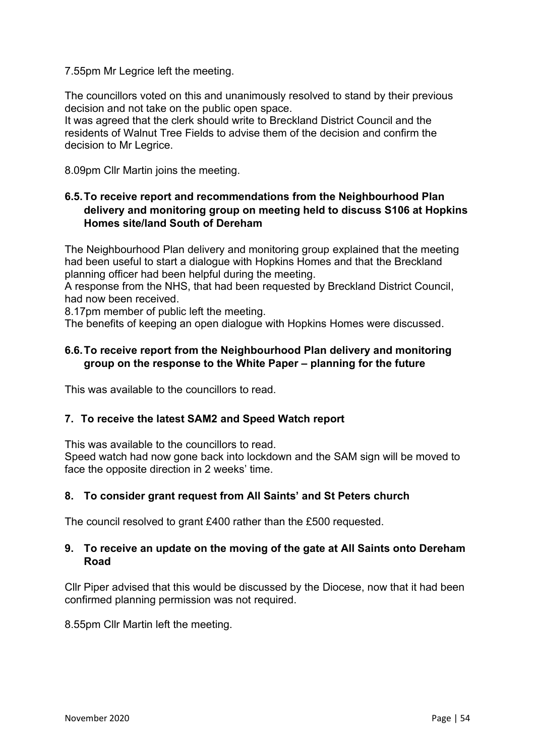7.55pm Mr Legrice left the meeting.

The councillors voted on this and unanimously resolved to stand by their previous decision and not take on the public open space.
It was agreed that the clerk should write to Breckland District Council and the residents of Walnut Tree Fields to advise them of the decision and confirm the decision to Mr Legrice.

8.09pm Cllr Martin joins the meeting.

### 6.5. To receive report and recommendations from the Neighbourhood Plan delivery and monitoring group on meeting held to discuss S106 at Hopkins Homes site/land South of Dereham

The Neighbourhood Plan delivery and monitoring group explained that the meeting had been useful to start a dialogue with Hopkins Homes and that the Breckland planning officer had been helpful during the meeting.
A response from the NHS, that had been requested by Breckland District Council, had now been received.
8.17pm member of public left the meeting.
The benefits of keeping an open dialogue with Hopkins Homes were discussed.

### 6.6. To receive report from the Neighbourhood Plan delivery and monitoring group on the response to the White Paper – planning for the future

This was available to the councillors to read.

### 7. To receive the latest SAM2 and Speed Watch report

This was available to the councillors to read.
Speed watch had now gone back into lockdown and the SAM sign will be moved to face the opposite direction in 2 weeks' time.

### 8. To consider grant request from All Saints' and St Peters church

The council resolved to grant £400 rather than the £500 requested.

### 9. To receive an update on the moving of the gate at All Saints onto Dereham Road

Cllr Piper advised that this would be discussed by the Diocese, now that it had been confirmed planning permission was not required.

8.55pm Cllr Martin left the meeting.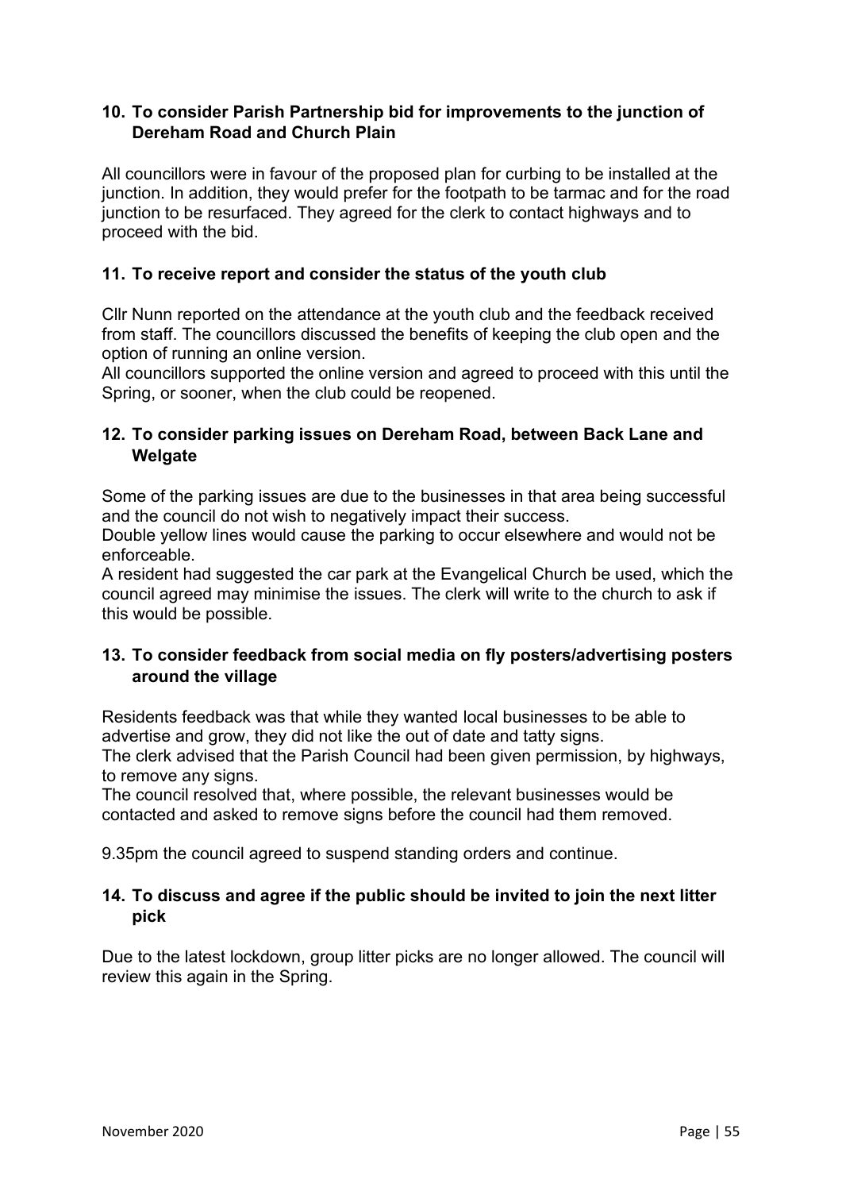### 10. To consider Parish Partnership bid for improvements to the junction of Dereham Road and Church Plain

All councillors were in favour of the proposed plan for curbing to be installed at the junction. In addition, they would prefer for the footpath to be tarmac and for the road junction to be resurfaced. They agreed for the clerk to contact highways and to proceed with the bid.

### 11. To receive report and consider the status of the youth club

Cllr Nunn reported on the attendance at the youth club and the feedback received from staff. The councillors discussed the benefits of keeping the club open and the option of running an online version.
All councillors supported the online version and agreed to proceed with this until the Spring, or sooner, when the club could be reopened.

### 12. To consider parking issues on Dereham Road, between Back Lane and Welgate

Some of the parking issues are due to the businesses in that area being successful and the council do not wish to negatively impact their success.
Double yellow lines would cause the parking to occur elsewhere and would not be enforceable.
A resident had suggested the car park at the Evangelical Church be used, which the council agreed may minimise the issues. The clerk will write to the church to ask if this would be possible.

### 13. To consider feedback from social media on fly posters/advertising posters around the village

Residents feedback was that while they wanted local businesses to be able to advertise and grow, they did not like the out of date and tatty signs.
The clerk advised that the Parish Council had been given permission, by highways, to remove any signs.
The council resolved that, where possible, the relevant businesses would be contacted and asked to remove signs before the council had them removed.

9.35pm the council agreed to suspend standing orders and continue.

### 14. To discuss and agree if the public should be invited to join the next litter pick

Due to the latest lockdown, group litter picks are no longer allowed. The council will review this again in the Spring.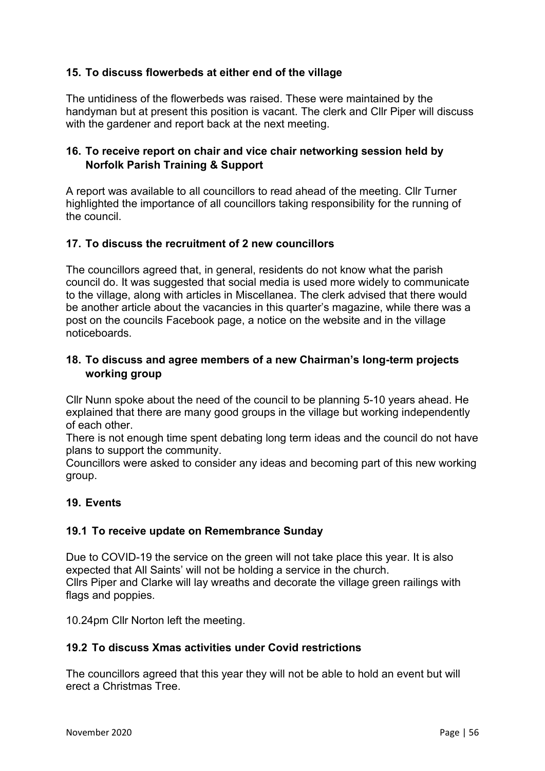## 15. To discuss flowerbeds at either end of the village

The untidiness of the flowerbeds was raised. These were maintained by the handyman but at present this position is vacant. The clerk and Cllr Piper will discuss with the gardener and report back at the next meeting.

## 16. To receive report on chair and vice chair networking session held by Norfolk Parish Training & Support

A report was available to all councillors to read ahead of the meeting. Cllr Turner highlighted the importance of all councillors taking responsibility for the running of the council.

## 17. To discuss the recruitment of 2 new councillors

The councillors agreed that, in general, residents do not know what the parish council do. It was suggested that social media is used more widely to communicate to the village, along with articles in Miscellanea. The clerk advised that there would be another article about the vacancies in this quarter's magazine, while there was a post on the councils Facebook page, a notice on the website and in the village noticeboards.

## 18. To discuss and agree members of a new Chairman's long-term projects working group

Cllr Nunn spoke about the need of the council to be planning 5-10 years ahead. He explained that there are many good groups in the village but working independently of each other.

There is not enough time spent debating long term ideas and the council do not have plans to support the community.

Councillors were asked to consider any ideas and becoming part of this new working group.

## 19. Events

### 19.1 To receive update on Remembrance Sunday

Due to COVID-19 the service on the green will not take place this year. It is also expected that All Saints' will not be holding a service in the church.

Cllrs Piper and Clarke will lay wreaths and decorate the village green railings with flags and poppies.

10.24pm Cllr Norton left the meeting.

### 19.2 To discuss Xmas activities under Covid restrictions

The councillors agreed that this year they will not be able to hold an event but will erect a Christmas Tree.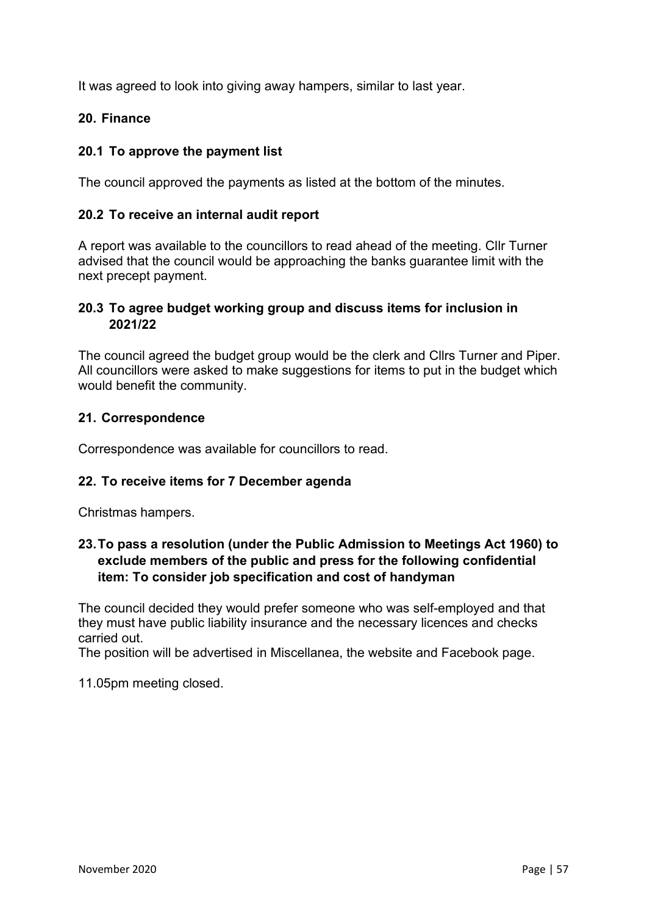It was agreed to look into giving away hampers, similar to last year.

## 20. Finance

### 20.1 To approve the payment list

The council approved the payments as listed at the bottom of the minutes.

### 20.2 To receive an internal audit report

A report was available to the councillors to read ahead of the meeting. Cllr Turner advised that the council would be approaching the banks guarantee limit with the next precept payment.

### 20.3 To agree budget working group and discuss items for inclusion in 2021/22

The council agreed the budget group would be the clerk and Cllrs Turner and Piper. All councillors were asked to make suggestions for items to put in the budget which would benefit the community.

## 21. Correspondence

Correspondence was available for councillors to read.

## 22. To receive items for 7 December agenda

Christmas hampers.

## 23. To pass a resolution (under the Public Admission to Meetings Act 1960) to exclude members of the public and press for the following confidential item: To consider job specification and cost of handyman

The council decided they would prefer someone who was self-employed and that they must have public liability insurance and the necessary licences and checks carried out.

The position will be advertised in Miscellanea, the website and Facebook page.

11.05pm meeting closed.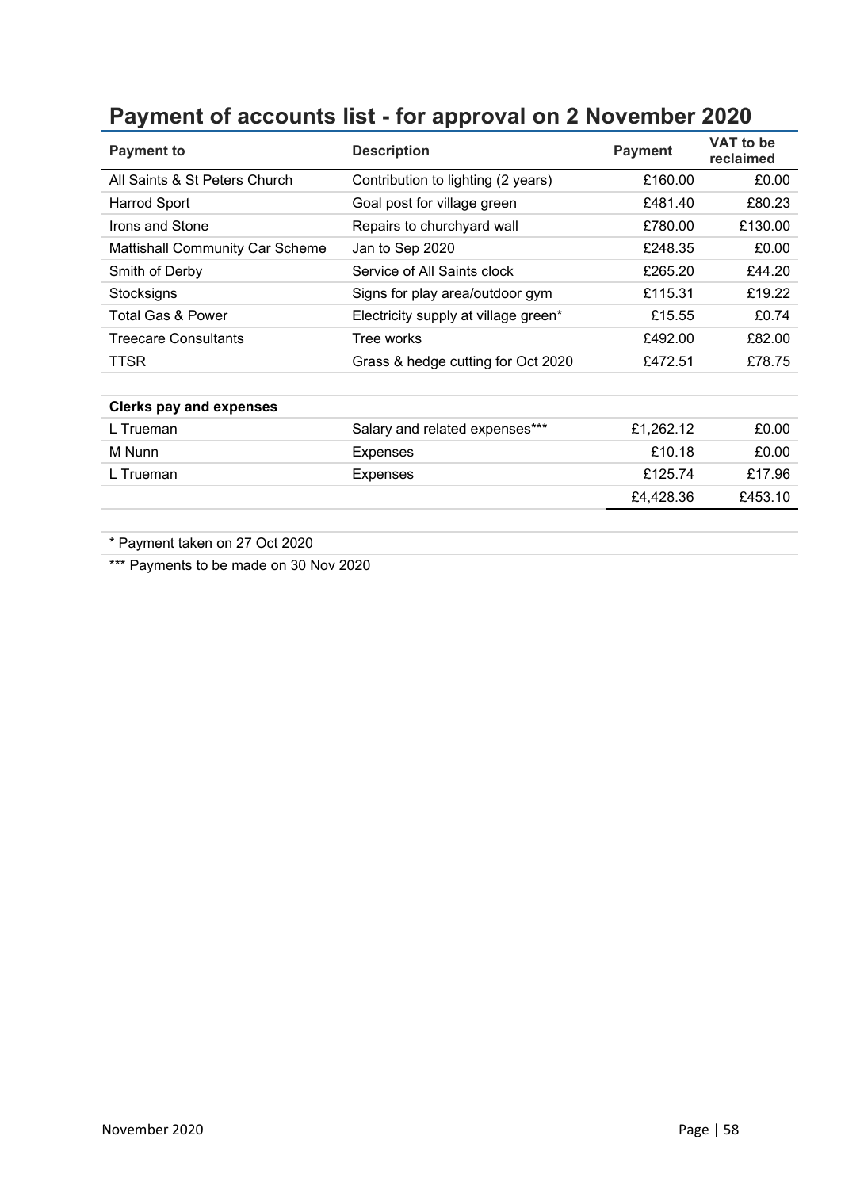# Payment of accounts list - for approval on 2 November 2020

| Payment to | Description | Payment | VAT to be reclaimed |
|---|---|---|---|
| All Saints & St Peters Church | Contribution to lighting (2 years) | £160.00 | £0.00 |
| Harrod Sport | Goal post for village green | £481.40 | £80.23 |
| Irons and Stone | Repairs to churchyard wall | £780.00 | £130.00 |
| Mattishall Community Car Scheme | Jan to Sep 2020 | £248.35 | £0.00 |
| Smith of Derby | Service of All Saints clock | £265.20 | £44.20 |
| Stocksigns | Signs for play area/outdoor gym | £115.31 | £19.22 |
| Total Gas & Power | Electricity supply at village green* | £15.55 | £0.74 |
| Treecare Consultants | Tree works | £492.00 | £82.00 |
| TTSR | Grass & hedge cutting for Oct 2020 | £472.51 | £78.75 |
| | | | |
| **Clerks pay and expenses** | | | |
| L Trueman | Salary and related expenses*** | £1,262.12 | £0.00 |
| M Nunn | Expenses | £10.18 | £0.00 |
| L Trueman | Expenses | £125.74 | £17.96 |
| | | £4,428.36 | £453.10 |

\* Payment taken on 27 Oct 2020

*** Payments to be made on 30 Nov 2020